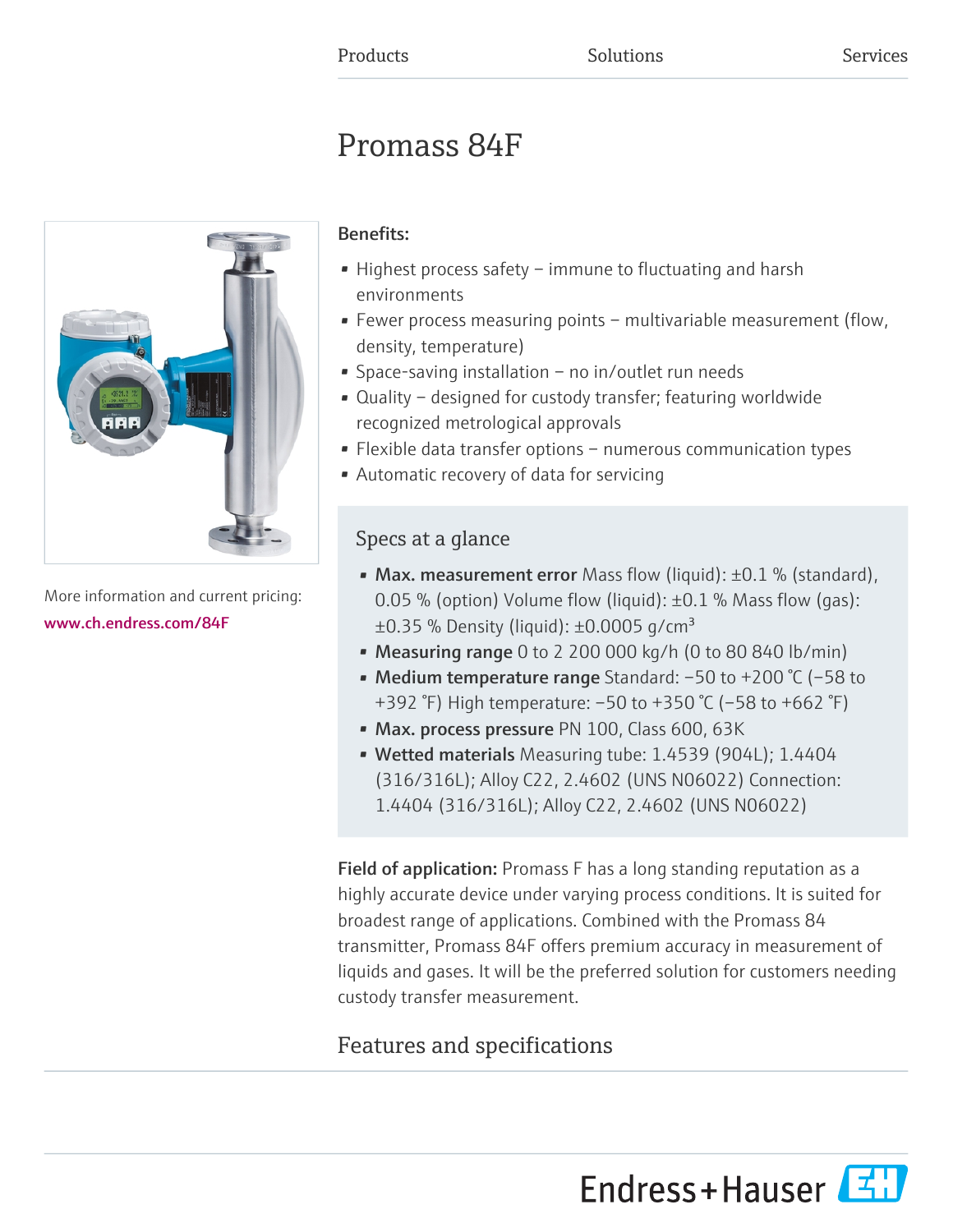Products Solutions Services

# Promass 84F

More information and current pricing:
www.ch.endress.com/84F

**Benefits:**

- Highest process safety – immune to fluctuating and harsh environments
- Fewer process measuring points – multivariable measurement (flow, density, temperature)
- Space-saving installation – no in/outlet run needs
- Quality – designed for custody transfer; featuring worldwide recognized metrological approvals
- Flexible data transfer options – numerous communication types
- Automatic recovery of data for servicing

## Specs at a glance

- **Max. measurement error** Mass flow (liquid): ±0.1 % (standard), 0.05 % (option) Volume flow (liquid): ±0.1 % Mass flow (gas): ±0.35 % Density (liquid): ±0.0005 g/cm³
- **Measuring range** 0 to 2 200 000 kg/h (0 to 80 840 lb/min)
- **Medium temperature range** Standard: −50 to +200 °C (−58 to +392 °F) High temperature: −50 to +350 °C (−58 to +662 °F)
- **Max. process pressure** PN 100, Class 600, 63K
- **Wetted materials** Measuring tube: 1.4539 (904L); 1.4404 (316/316L); Alloy C22, 2.4602 (UNS N06022) Connection: 1.4404 (316/316L); Alloy C22, 2.4602 (UNS N06022)

**Field of application:** Promass F has a long standing reputation as a highly accurate device under varying process conditions. It is suited for broadest range of applications. Combined with the Promass 84 transmitter, Promass 84F offers premium accuracy in measurement of liquids and gases. It will be the preferred solution for customers needing custody transfer measurement.

## Features and specifications

Endress+Hauser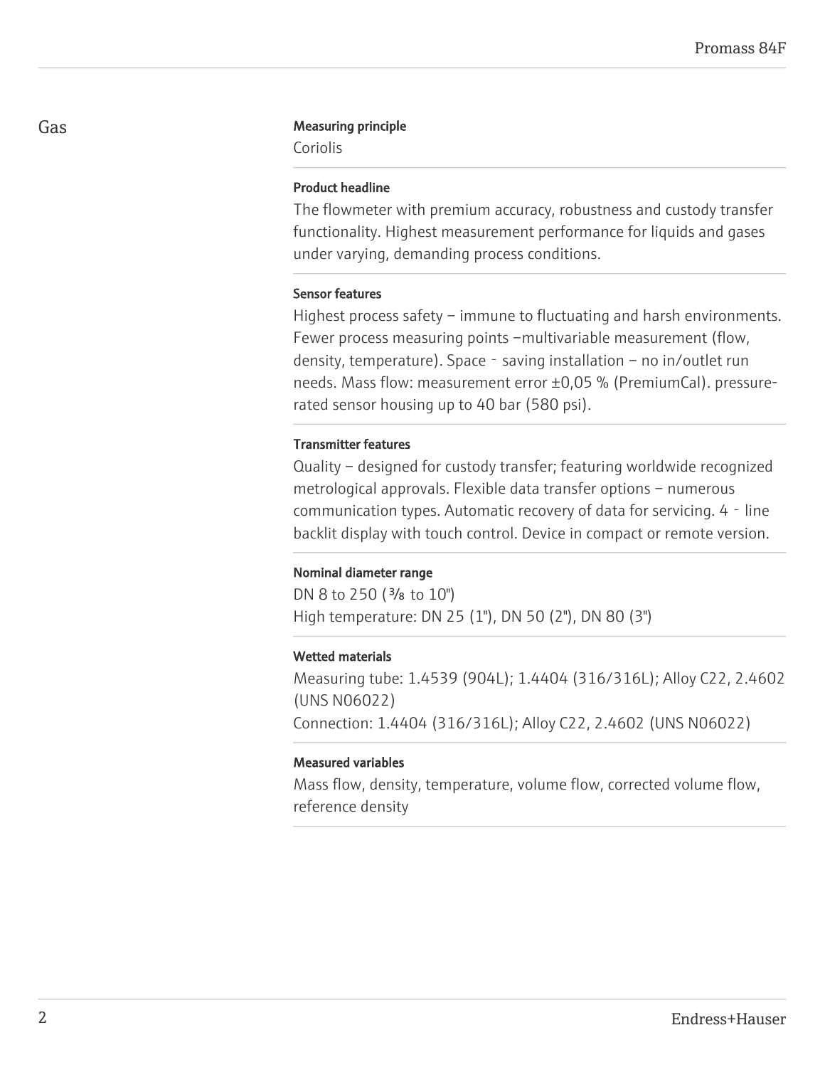## Gas

### Measuring principle

Coriolis

### Product headline

The flowmeter with premium accuracy, robustness and custody transfer functionality. Highest measurement performance for liquids and gases under varying, demanding process conditions.

### Sensor features

Highest process safety – immune to fluctuating and harsh environments. Fewer process measuring points –multivariable measurement (flow, density, temperature). Space‐saving installation – no in/outlet run needs. Mass flow: measurement error ±0,05 % (PremiumCal). pressure-rated sensor housing up to 40 bar (580 psi).

### Transmitter features

Quality – designed for custody transfer; featuring worldwide recognized metrological approvals. Flexible data transfer options – numerous communication types. Automatic recovery of data for servicing. 4‐line backlit display with touch control. Device in compact or remote version.

### Nominal diameter range

DN 8 to 250 (⅜ to 10")
High temperature: DN 25 (1"), DN 50 (2"), DN 80 (3")

### Wetted materials

Measuring tube: 1.4539 (904L); 1.4404 (316/316L); Alloy C22, 2.4602 (UNS N06022)
Connection: 1.4404 (316/316L); Alloy C22, 2.4602 (UNS N06022)

### Measured variables

Mass flow, density, temperature, volume flow, corrected volume flow, reference density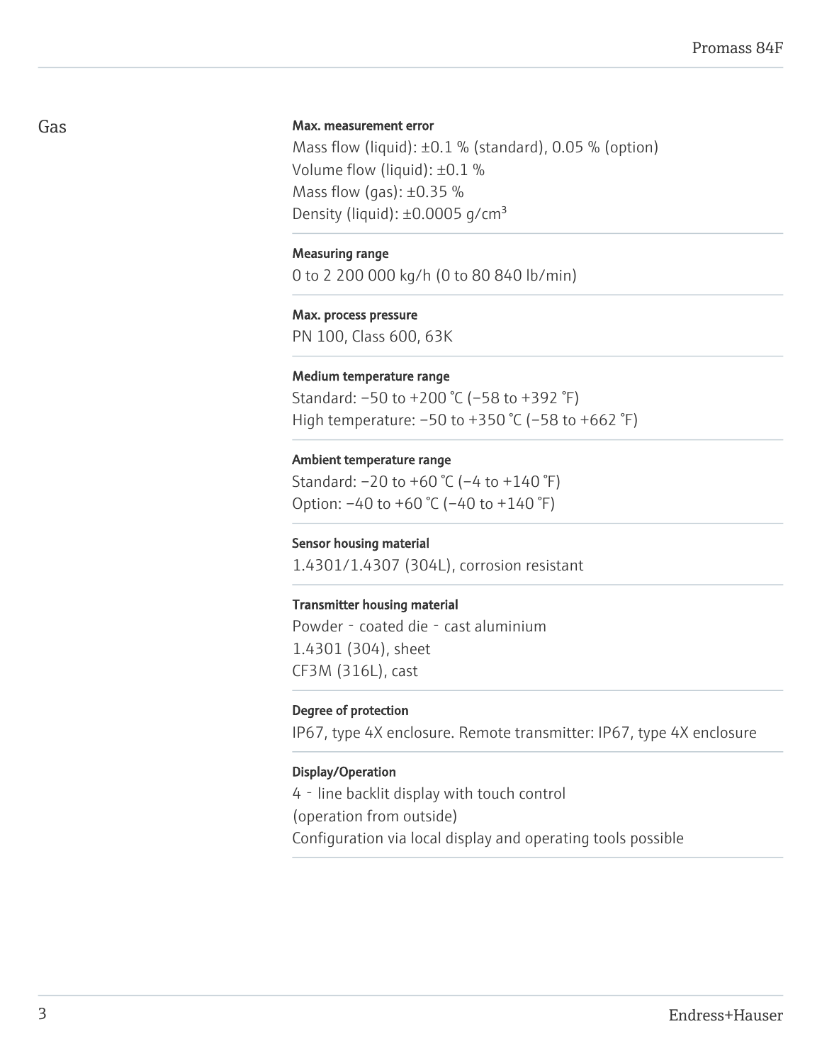## Gas

**Max. measurement error**

Mass flow (liquid): ±0.1 % (standard), 0.05 % (option)
Volume flow (liquid): ±0.1 %
Mass flow (gas): ±0.35 %
Density (liquid): ±0.0005 g/cm³

**Measuring range**

0 to 2 200 000 kg/h (0 to 80 840 lb/min)

**Max. process pressure**

PN 100, Class 600, 63K

**Medium temperature range**

Standard: −50 to +200 °C (−58 to +392 °F)
High temperature: −50 to +350 °C (−58 to +662 °F)

**Ambient temperature range**

Standard: −20 to +60 °C (−4 to +140 °F)
Option: −40 to +60 °C (−40 to +140 °F)

**Sensor housing material**

1.4301/1.4307 (304L), corrosion resistant

**Transmitter housing material**

Powder - coated die - cast aluminium
1.4301 (304), sheet
CF3M (316L), cast

**Degree of protection**

IP67, type 4X enclosure. Remote transmitter: IP67, type 4X enclosure

**Display/Operation**

4 - line backlit display with touch control
(operation from outside)
Configuration via local display and operating tools possible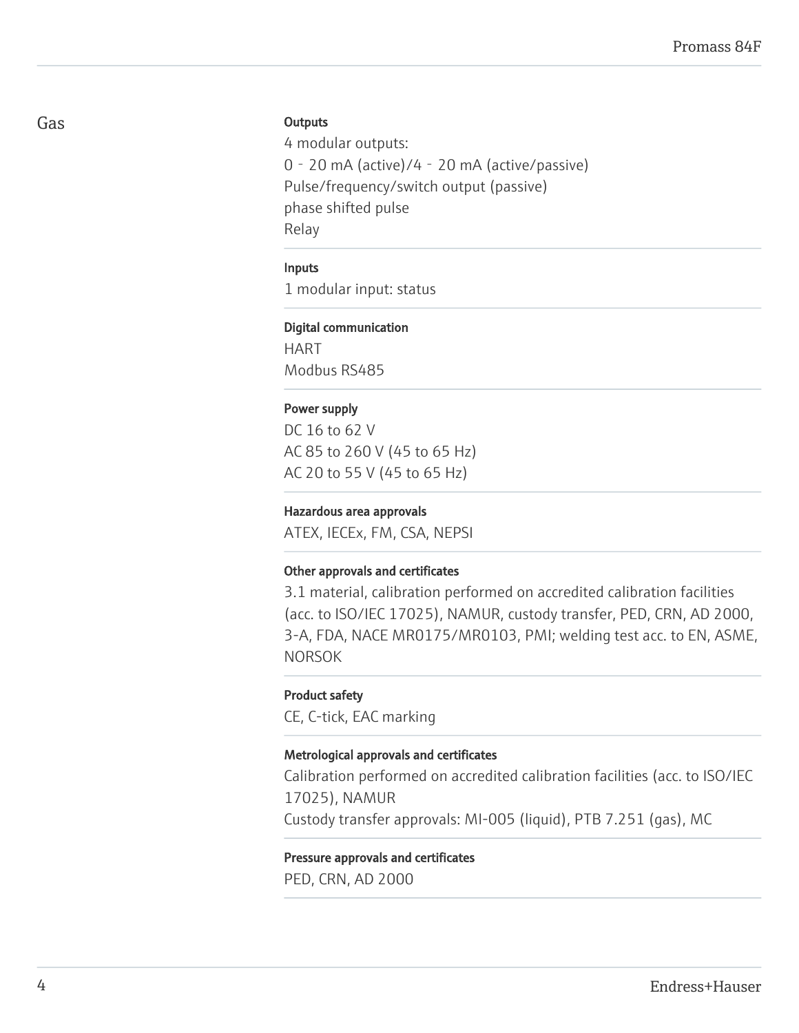## Gas

#### Outputs

4 modular outputs:
0 ‑ 20 mA (active)/4 ‑ 20 mA (active/passive)
Pulse/frequency/switch output (passive)
phase shifted pulse
Relay

#### Inputs

1 modular input: status

#### Digital communication

HART
Modbus RS485

#### Power supply

DC 16 to 62 V
AC 85 to 260 V (45 to 65 Hz)
AC 20 to 55 V (45 to 65 Hz)

#### Hazardous area approvals

ATEX, IECEx, FM, CSA, NEPSI

#### Other approvals and certificates

3.1 material, calibration performed on accredited calibration facilities (acc. to ISO/IEC 17025), NAMUR, custody transfer, PED, CRN, AD 2000, 3-A, FDA, NACE MR0175/MR0103, PMI; welding test acc. to EN, ASME, NORSOK

#### Product safety

CE, C-tick, EAC marking

#### Metrological approvals and certificates

Calibration performed on accredited calibration facilities (acc. to ISO/IEC 17025), NAMUR
Custody transfer approvals: MI-005 (liquid), PTB 7.251 (gas), MC

#### Pressure approvals and certificates

PED, CRN, AD 2000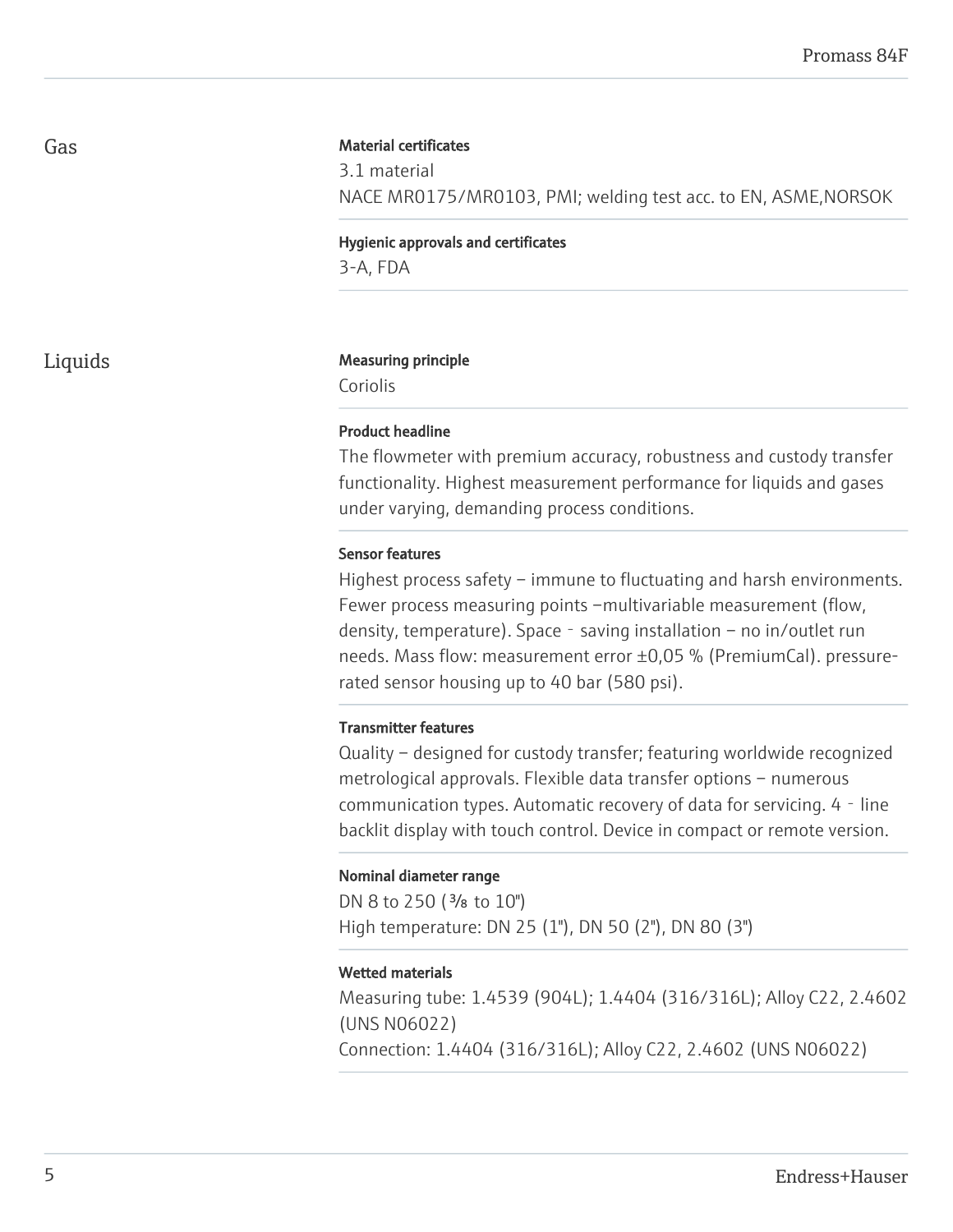## Gas

**Material certificates**

3.1 material
NACE MR0175/MR0103, PMI; welding test acc. to EN, ASME,NORSOK

**Hygienic approvals and certificates**

3-A, FDA

## Liquids

**Measuring principle**

Coriolis

**Product headline**

The flowmeter with premium accuracy, robustness and custody transfer functionality. Highest measurement performance for liquids and gases under varying, demanding process conditions.

**Sensor features**

Highest process safety – immune to fluctuating and harsh environments. Fewer process measuring points –multivariable measurement (flow, density, temperature). Space‐saving installation – no in/outlet run needs. Mass flow: measurement error ±0,05 % (PremiumCal). pressure-rated sensor housing up to 40 bar (580 psi).

**Transmitter features**

Quality – designed for custody transfer; featuring worldwide recognized metrological approvals. Flexible data transfer options – numerous communication types. Automatic recovery of data for servicing. 4‐line backlit display with touch control. Device in compact or remote version.

**Nominal diameter range**

DN 8 to 250 (⅜ to 10")
High temperature: DN 25 (1"), DN 50 (2"), DN 80 (3")

**Wetted materials**

Measuring tube: 1.4539 (904L); 1.4404 (316/316L); Alloy C22, 2.4602 (UNS N06022)
Connection: 1.4404 (316/316L); Alloy C22, 2.4602 (UNS N06022)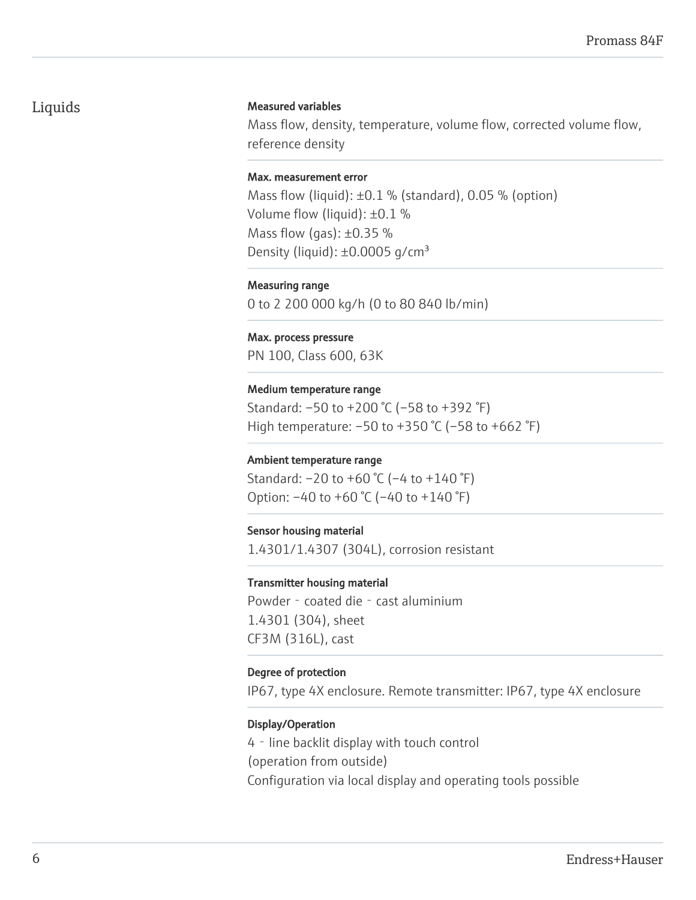## Liquids

**Measured variables**

Mass flow, density, temperature, volume flow, corrected volume flow, reference density

**Max. measurement error**

Mass flow (liquid): ±0.1 % (standard), 0.05 % (option)
Volume flow (liquid): ±0.1 %
Mass flow (gas): ±0.35 %
Density (liquid): ±0.0005 g/cm³

**Measuring range**

0 to 2 200 000 kg/h (0 to 80 840 lb/min)

**Max. process pressure**

PN 100, Class 600, 63K

**Medium temperature range**

Standard: −50 to +200 °C (−58 to +392 °F)
High temperature: −50 to +350 °C (−58 to +662 °F)

**Ambient temperature range**

Standard: −20 to +60 °C (−4 to +140 °F)
Option: −40 to +60 °C (−40 to +140 °F)

**Sensor housing material**

1.4301/1.4307 (304L), corrosion resistant

**Transmitter housing material**

Powder‐coated die‐cast aluminium
1.4301 (304), sheet
CF3M (316L), cast

**Degree of protection**

IP67, type 4X enclosure. Remote transmitter: IP67, type 4X enclosure

**Display/Operation**

4‐line backlit display with touch control
(operation from outside)
Configuration via local display and operating tools possible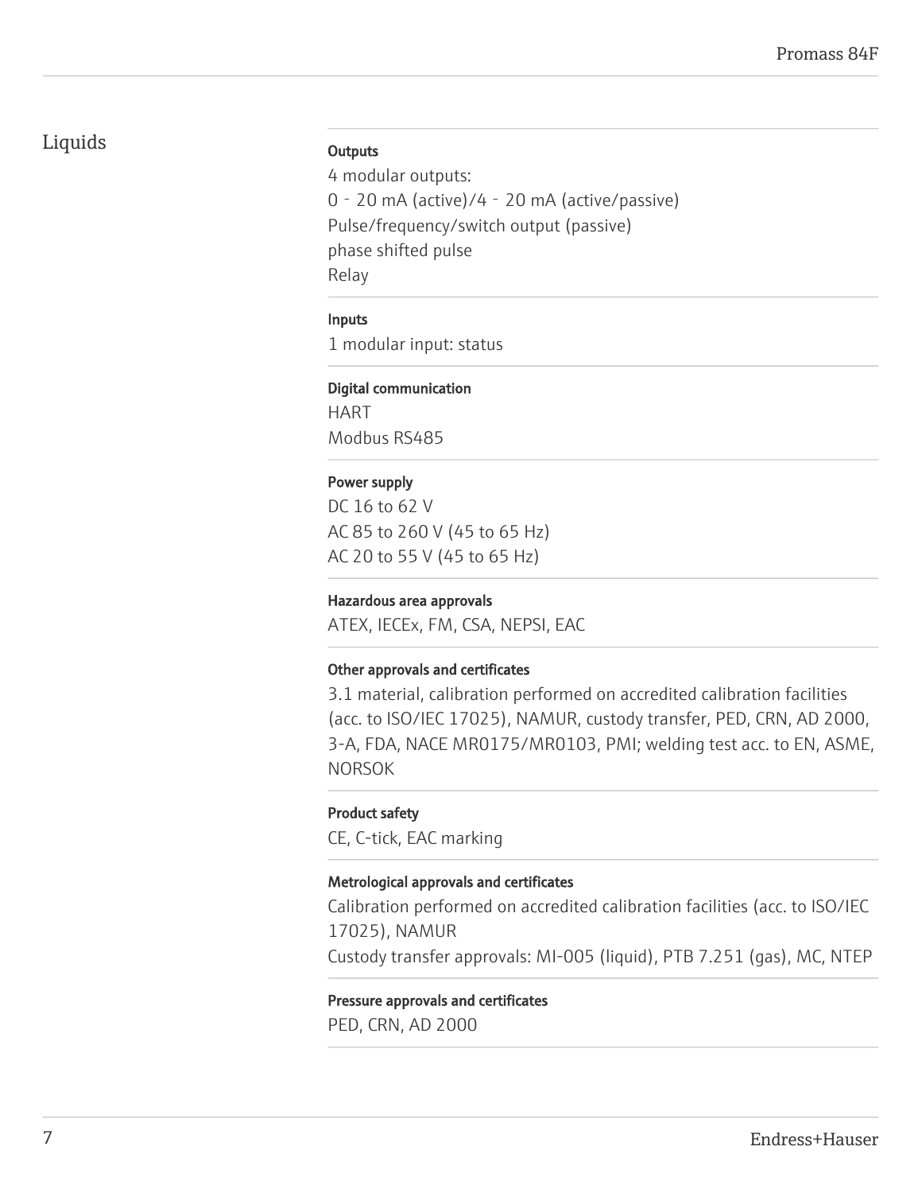## Liquids

**Outputs**

4 modular outputs:
0 - 20 mA (active)/4 - 20 mA (active/passive)
Pulse/frequency/switch output (passive)
phase shifted pulse
Relay

**Inputs**

1 modular input: status

**Digital communication**

HART
Modbus RS485

**Power supply**

DC 16 to 62 V
AC 85 to 260 V (45 to 65 Hz)
AC 20 to 55 V (45 to 65 Hz)

**Hazardous area approvals**

ATEX, IECEx, FM, CSA, NEPSI, EAC

**Other approvals and certificates**

3.1 material, calibration performed on accredited calibration facilities (acc. to ISO/IEC 17025), NAMUR, custody transfer, PED, CRN, AD 2000, 3-A, FDA, NACE MR0175/MR0103, PMI; welding test acc. to EN, ASME, NORSOK

**Product safety**

CE, C-tick, EAC marking

**Metrological approvals and certificates**

Calibration performed on accredited calibration facilities (acc. to ISO/IEC 17025), NAMUR
Custody transfer approvals: MI-005 (liquid), PTB 7.251 (gas), MC, NTEP

**Pressure approvals and certificates**

PED, CRN, AD 2000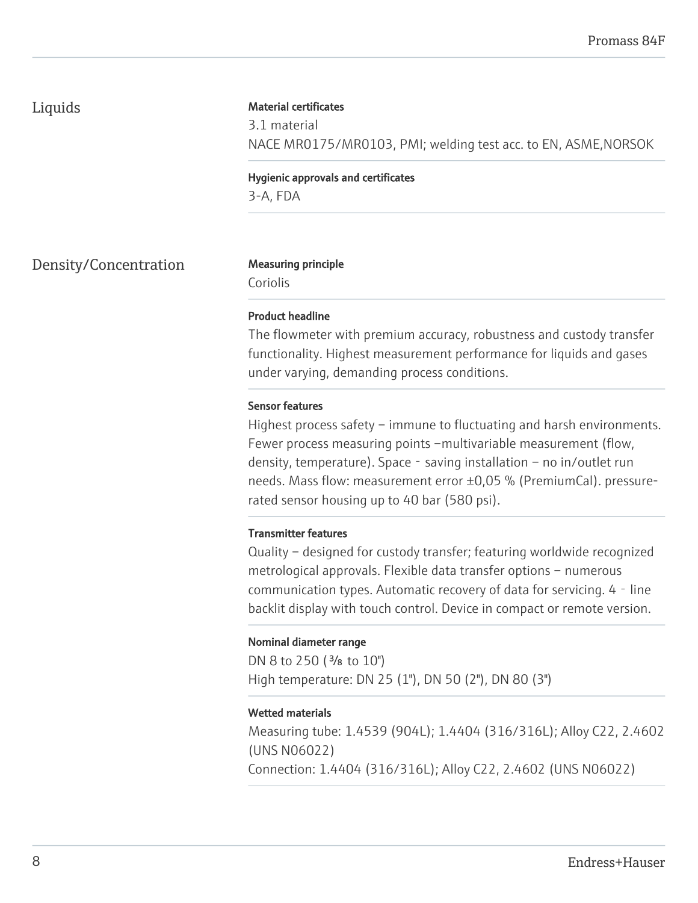## Liquids

#### Material certificates

3.1 material
NACE MR0175/MR0103, PMI; welding test acc. to EN, ASME,NORSOK

#### Hygienic approvals and certificates

3-A, FDA

## Density/Concentration

#### Measuring principle

Coriolis

#### Product headline

The flowmeter with premium accuracy, robustness and custody transfer functionality. Highest measurement performance for liquids and gases under varying, demanding process conditions.

#### Sensor features

Highest process safety – immune to fluctuating and harsh environments. Fewer process measuring points –multivariable measurement (flow, density, temperature). Space‐saving installation – no in/outlet run needs. Mass flow: measurement error ±0,05 % (PremiumCal). pressure-rated sensor housing up to 40 bar (580 psi).

#### Transmitter features

Quality – designed for custody transfer; featuring worldwide recognized metrological approvals. Flexible data transfer options – numerous communication types. Automatic recovery of data for servicing. 4‐line backlit display with touch control. Device in compact or remote version.

#### Nominal diameter range

DN 8 to 250 (⅜ to 10")
High temperature: DN 25 (1"), DN 50 (2"), DN 80 (3")

#### Wetted materials

Measuring tube: 1.4539 (904L); 1.4404 (316/316L); Alloy C22, 2.4602 (UNS N06022)
Connection: 1.4404 (316/316L); Alloy C22, 2.4602 (UNS N06022)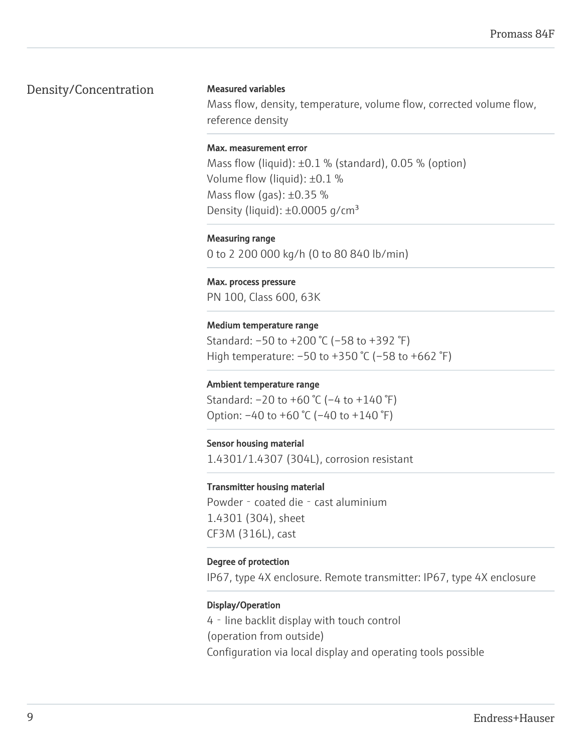## Density/Concentration

**Measured variables**

Mass flow, density, temperature, volume flow, corrected volume flow, reference density

**Max. measurement error**

Mass flow (liquid): ±0.1 % (standard), 0.05 % (option)
Volume flow (liquid): ±0.1 %
Mass flow (gas): ±0.35 %
Density (liquid): ±0.0005 g/cm³

**Measuring range**

0 to 2 200 000 kg/h (0 to 80 840 lb/min)

**Max. process pressure**

PN 100, Class 600, 63K

**Medium temperature range**

Standard: −50 to +200 °C (−58 to +392 °F)
High temperature: −50 to +350 °C (−58 to +662 °F)

**Ambient temperature range**

Standard: −20 to +60 °C (−4 to +140 °F)
Option: −40 to +60 °C (−40 to +140 °F)

**Sensor housing material**

1.4301/1.4307 (304L), corrosion resistant

**Transmitter housing material**

Powder‐coated die‐cast aluminium
1.4301 (304), sheet
CF3M (316L), cast

**Degree of protection**

IP67, type 4X enclosure. Remote transmitter: IP67, type 4X enclosure

**Display/Operation**

4‐line backlit display with touch control
(operation from outside)
Configuration via local display and operating tools possible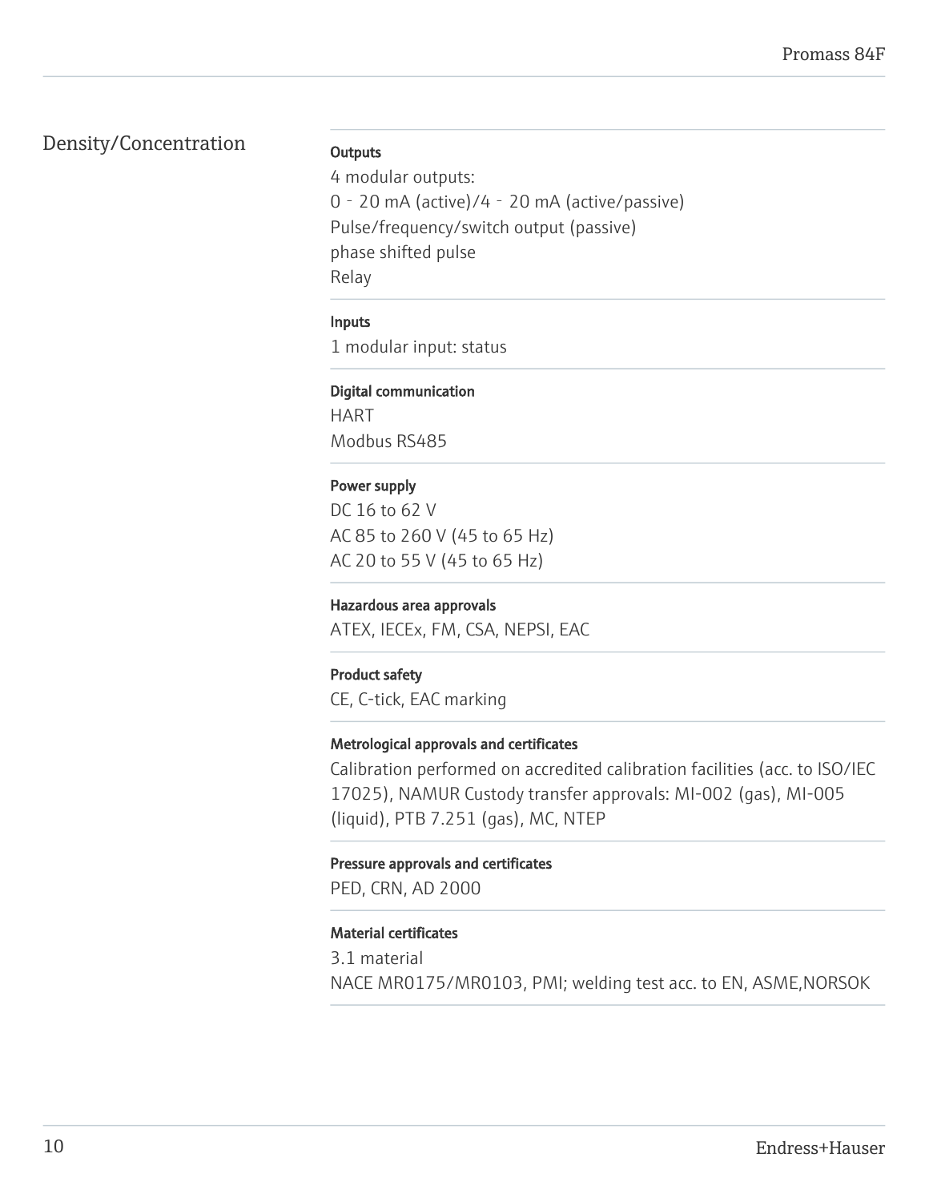## Density/Concentration

**Outputs**

4 modular outputs:
0 ‑ 20 mA (active)/4 ‑ 20 mA (active/passive)
Pulse/frequency/switch output (passive)
phase shifted pulse
Relay

**Inputs**

1 modular input: status

**Digital communication**

HART
Modbus RS485

**Power supply**

DC 16 to 62 V
AC 85 to 260 V (45 to 65 Hz)
AC 20 to 55 V (45 to 65 Hz)

**Hazardous area approvals**

ATEX, IECEx, FM, CSA, NEPSI, EAC

**Product safety**

CE, C-tick, EAC marking

**Metrological approvals and certificates**

Calibration performed on accredited calibration facilities (acc. to ISO/IEC 17025), NAMUR Custody transfer approvals: MI-002 (gas), MI-005 (liquid), PTB 7.251 (gas), MC, NTEP

**Pressure approvals and certificates**

PED, CRN, AD 2000

**Material certificates**

3.1 material
NACE MR0175/MR0103, PMI; welding test acc. to EN, ASME,NORSOK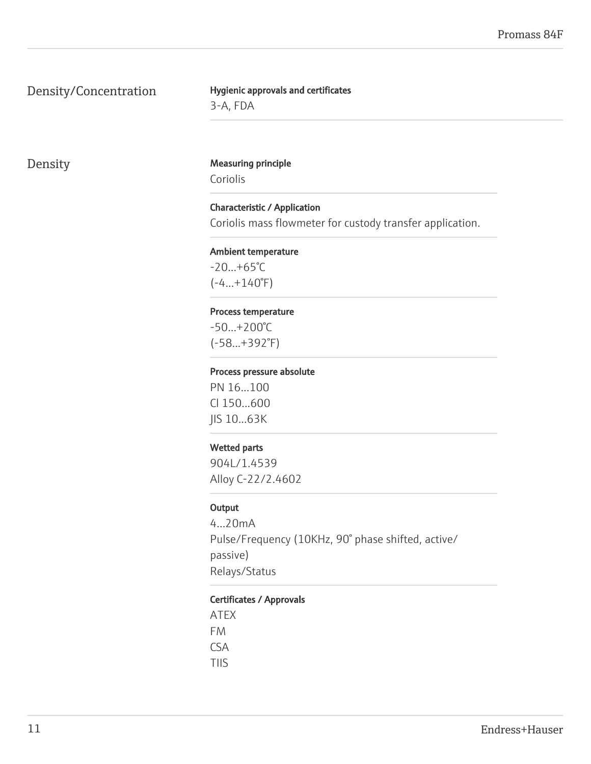## Density/Concentration

**Hygienic approvals and certificates**

3-A, FDA

## Density

**Measuring principle**

Coriolis

**Characteristic / Application**

Coriolis mass flowmeter for custody transfer application.

**Ambient temperature**

-20...+65°C
(-4...+140°F)

**Process temperature**

-50...+200°C
(-58...+392°F)

**Process pressure absolute**

PN 16...100
Cl 150...600
JIS 10...63K

**Wetted parts**

904L/1.4539
Alloy C-22/2.4602

**Output**

4...20mA
Pulse/Frequency (10KHz, 90° phase shifted, active/passive)
Relays/Status

**Certificates / Approvals**

ATEX
FM
CSA
TIIS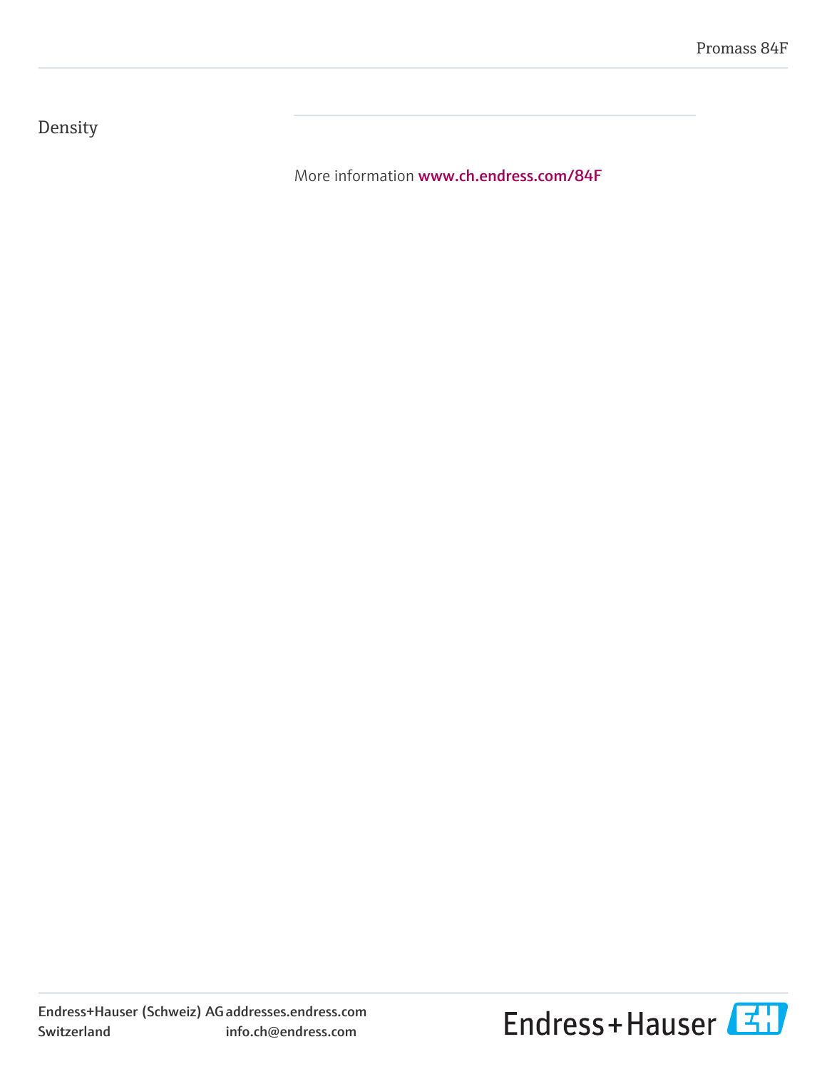Density

More information **www.ch.endress.com/84F**

Endress+Hauser (Schweiz) AG
Switzerland

addresses.endress.com
info.ch@endress.com